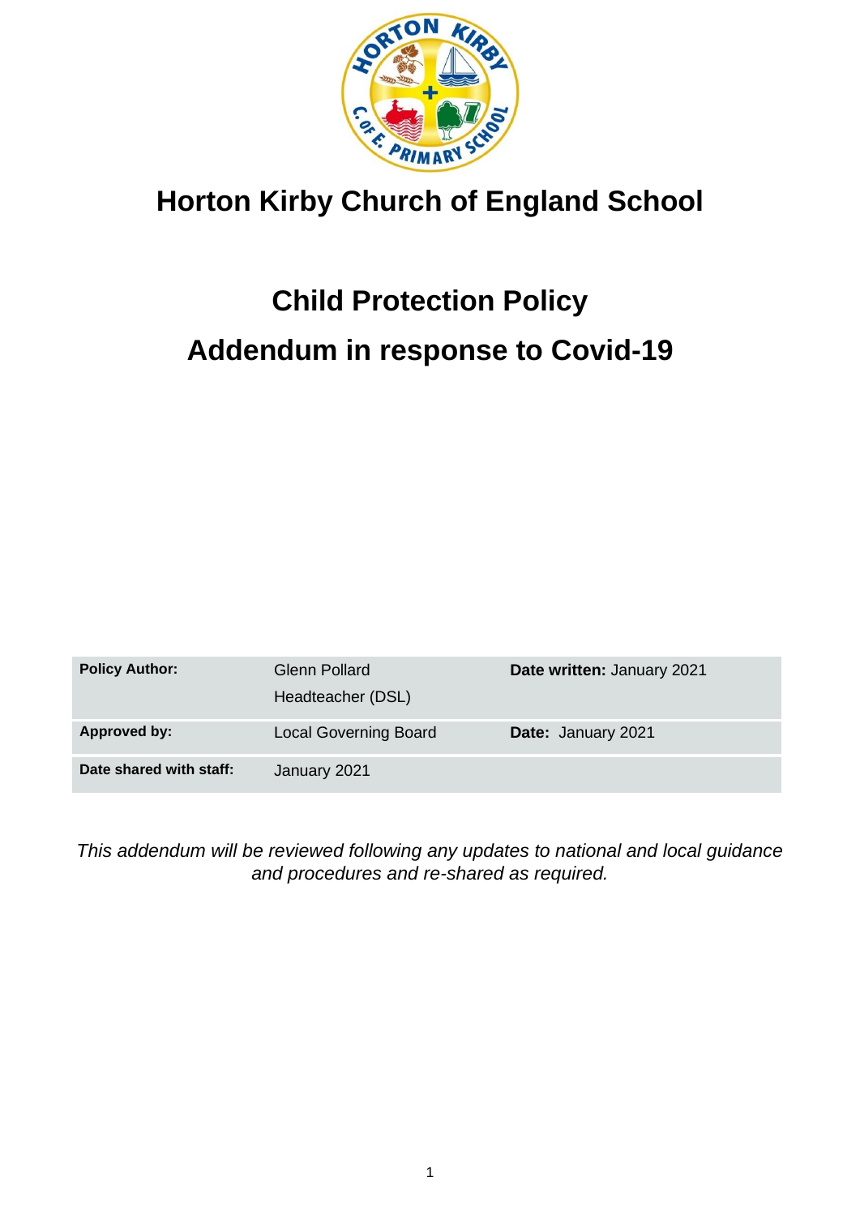# Horton Kirby Church of England School

## Child Protection Policy

## Addendum in response to Covid-19

| **Policy Author:** | Glenn Pollard<br>Headteacher (DSL) | **Date written:** January 2021 |
|---|---|---|
| **Approved by:** | Local Governing Board | **Date:** January 2021 |
| **Date shared with staff:** | January 2021 | |

*This addendum will be reviewed following any updates to national and local guidance and procedures and re-shared as required.*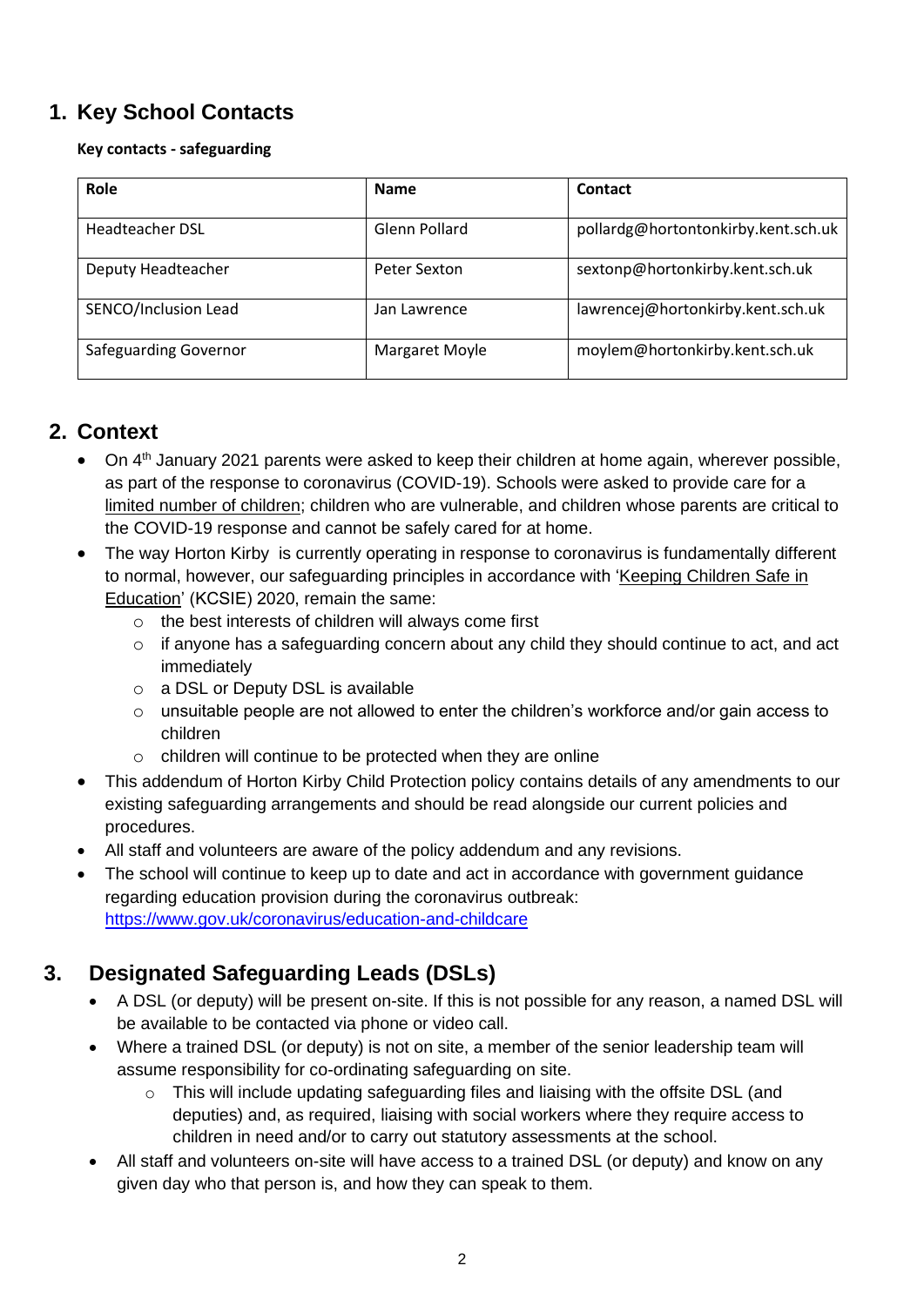## 1. Key School Contacts

**Key contacts - safeguarding**

| Role | Name | Contact |
|---|---|---|
| Headteacher DSL | Glenn Pollard | pollardg@hortontonkirby.kent.sch.uk |
| Deputy Headteacher | Peter Sexton | sextonp@hortonkirby.kent.sch.uk |
| SENCO/Inclusion Lead | Jan Lawrence | lawrencej@hortonkirby.kent.sch.uk |
| Safeguarding Governor | Margaret Moyle | moylem@hortonkirby.kent.sch.uk |

## 2. Context

- On 4th January 2021 parents were asked to keep their children at home again, wherever possible, as part of the response to coronavirus (COVID-19). Schools were asked to provide care for a limited number of children; children who are vulnerable, and children whose parents are critical to the COVID-19 response and cannot be safely cared for at home.
- The way Horton Kirby is currently operating in response to coronavirus is fundamentally different to normal, however, our safeguarding principles in accordance with 'Keeping Children Safe in Education' (KCSIE) 2020, remain the same:
  - the best interests of children will always come first
  - if anyone has a safeguarding concern about any child they should continue to act, and act immediately
  - a DSL or Deputy DSL is available
  - unsuitable people are not allowed to enter the children's workforce and/or gain access to children
  - children will continue to be protected when they are online
- This addendum of Horton Kirby Child Protection policy contains details of any amendments to our existing safeguarding arrangements and should be read alongside our current policies and procedures.
- All staff and volunteers are aware of the policy addendum and any revisions.
- The school will continue to keep up to date and act in accordance with government guidance regarding education provision during the coronavirus outbreak: https://www.gov.uk/coronavirus/education-and-childcare

## 3. Designated Safeguarding Leads (DSLs)

- A DSL (or deputy) will be present on-site. If this is not possible for any reason, a named DSL will be available to be contacted via phone or video call.
- Where a trained DSL (or deputy) is not on site, a member of the senior leadership team will assume responsibility for co-ordinating safeguarding on site.
  - This will include updating safeguarding files and liaising with the offsite DSL (and deputies) and, as required, liaising with social workers where they require access to children in need and/or to carry out statutory assessments at the school.
- All staff and volunteers on-site will have access to a trained DSL (or deputy) and know on any given day who that person is, and how they can speak to them.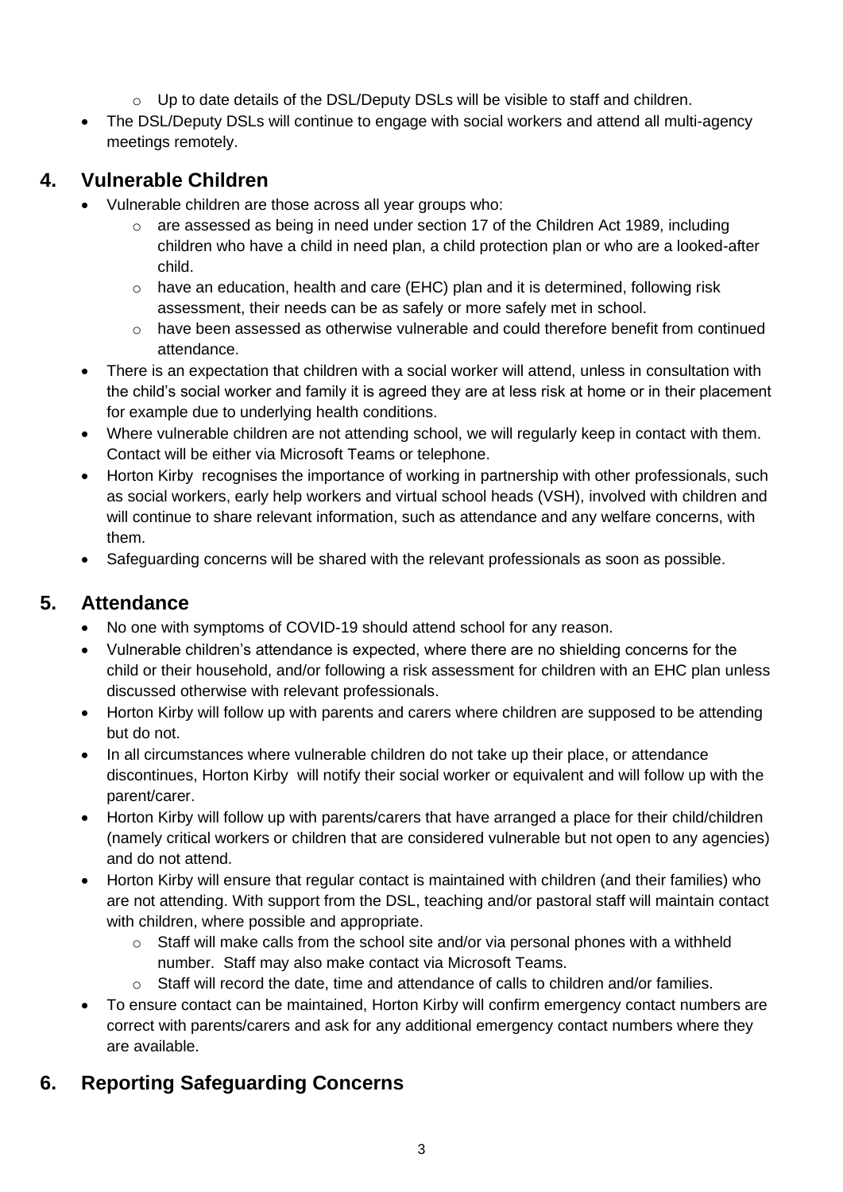- Up to date details of the DSL/Deputy DSLs will be visible to staff and children.
- The DSL/Deputy DSLs will continue to engage with social workers and attend all multi-agency meetings remotely.

## 4. Vulnerable Children

- Vulnerable children are those across all year groups who:
  - are assessed as being in need under section 17 of the Children Act 1989, including children who have a child in need plan, a child protection plan or who are a looked-after child.
  - have an education, health and care (EHC) plan and it is determined, following risk assessment, their needs can be as safely or more safely met in school.
  - have been assessed as otherwise vulnerable and could therefore benefit from continued attendance.
- There is an expectation that children with a social worker will attend, unless in consultation with the child's social worker and family it is agreed they are at less risk at home or in their placement for example due to underlying health conditions.
- Where vulnerable children are not attending school, we will regularly keep in contact with them. Contact will be either via Microsoft Teams or telephone.
- Horton Kirby recognises the importance of working in partnership with other professionals, such as social workers, early help workers and virtual school heads (VSH), involved with children and will continue to share relevant information, such as attendance and any welfare concerns, with them.
- Safeguarding concerns will be shared with the relevant professionals as soon as possible.

## 5. Attendance

- No one with symptoms of COVID-19 should attend school for any reason.
- Vulnerable children's attendance is expected, where there are no shielding concerns for the child or their household, and/or following a risk assessment for children with an EHC plan unless discussed otherwise with relevant professionals.
- Horton Kirby will follow up with parents and carers where children are supposed to be attending but do not.
- In all circumstances where vulnerable children do not take up their place, or attendance discontinues, Horton Kirby will notify their social worker or equivalent and will follow up with the parent/carer.
- Horton Kirby will follow up with parents/carers that have arranged a place for their child/children (namely critical workers or children that are considered vulnerable but not open to any agencies) and do not attend.
- Horton Kirby will ensure that regular contact is maintained with children (and their families) who are not attending. With support from the DSL, teaching and/or pastoral staff will maintain contact with children, where possible and appropriate.
  - Staff will make calls from the school site and/or via personal phones with a withheld number. Staff may also make contact via Microsoft Teams.
  - Staff will record the date, time and attendance of calls to children and/or families.
- To ensure contact can be maintained, Horton Kirby will confirm emergency contact numbers are correct with parents/carers and ask for any additional emergency contact numbers where they are available.

## 6. Reporting Safeguarding Concerns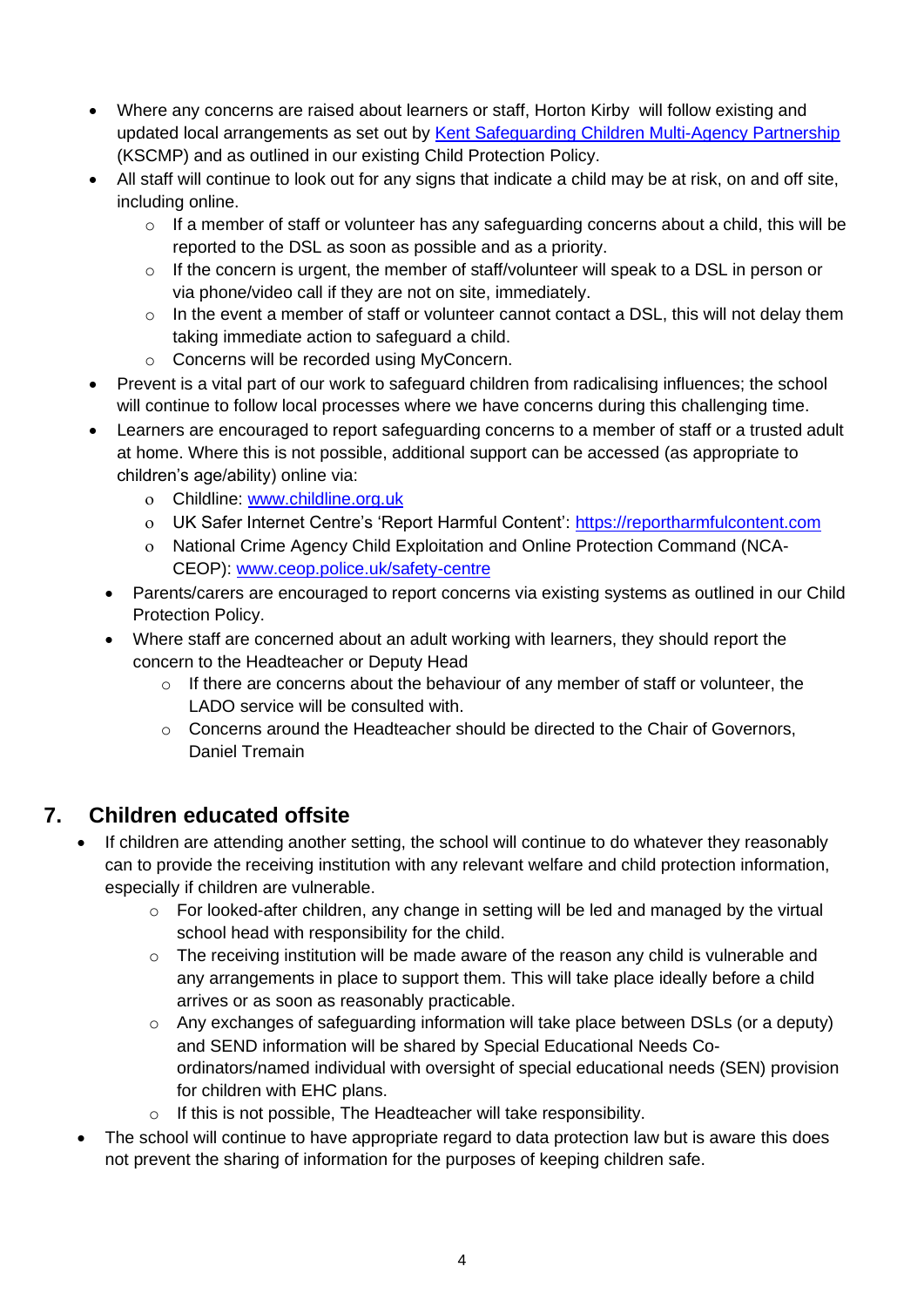- Where any concerns are raised about learners or staff, Horton Kirby will follow existing and updated local arrangements as set out by [Kent Safeguarding Children Multi-Agency Partnership](#) (KSCMP) and as outlined in our existing Child Protection Policy.
- All staff will continue to look out for any signs that indicate a child may be at risk, on and off site, including online.
  - If a member of staff or volunteer has any safeguarding concerns about a child, this will be reported to the DSL as soon as possible and as a priority.
  - If the concern is urgent, the member of staff/volunteer will speak to a DSL in person or via phone/video call if they are not on site, immediately.
  - In the event a member of staff or volunteer cannot contact a DSL, this will not delay them taking immediate action to safeguard a child.
  - Concerns will be recorded using MyConcern.
- Prevent is a vital part of our work to safeguard children from radicalising influences; the school will continue to follow local processes where we have concerns during this challenging time.
- Learners are encouraged to report safeguarding concerns to a member of staff or a trusted adult at home. Where this is not possible, additional support can be accessed (as appropriate to children's age/ability) online via:
  - Childline: www.childline.org.uk
  - UK Safer Internet Centre's 'Report Harmful Content': https://reportharmfulcontent.com
  - National Crime Agency Child Exploitation and Online Protection Command (NCA-CEOP): www.ceop.police.uk/safety-centre
- Parents/carers are encouraged to report concerns via existing systems as outlined in our Child Protection Policy.
- Where staff are concerned about an adult working with learners, they should report the concern to the Headteacher or Deputy Head
  - If there are concerns about the behaviour of any member of staff or volunteer, the LADO service will be consulted with.
  - Concerns around the Headteacher should be directed to the Chair of Governors, Daniel Tremain

## 7. Children educated offsite

- If children are attending another setting, the school will continue to do whatever they reasonably can to provide the receiving institution with any relevant welfare and child protection information, especially if children are vulnerable.
  - For looked-after children, any change in setting will be led and managed by the virtual school head with responsibility for the child.
  - The receiving institution will be made aware of the reason any child is vulnerable and any arrangements in place to support them. This will take place ideally before a child arrives or as soon as reasonably practicable.
  - Any exchanges of safeguarding information will take place between DSLs (or a deputy) and SEND information will be shared by Special Educational Needs Co-ordinators/named individual with oversight of special educational needs (SEN) provision for children with EHC plans.
  - If this is not possible, The Headteacher will take responsibility.
- The school will continue to have appropriate regard to data protection law but is aware this does not prevent the sharing of information for the purposes of keeping children safe.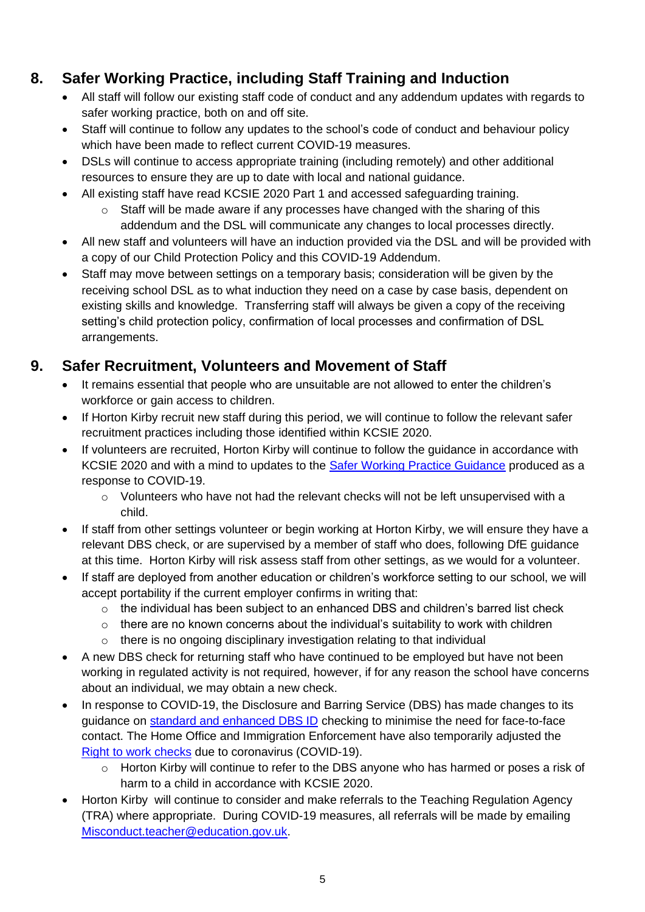## 8. Safer Working Practice, including Staff Training and Induction

- All staff will follow our existing staff code of conduct and any addendum updates with regards to safer working practice, both on and off site.
- Staff will continue to follow any updates to the school's code of conduct and behaviour policy which have been made to reflect current COVID-19 measures.
- DSLs will continue to access appropriate training (including remotely) and other additional resources to ensure they are up to date with local and national guidance.
- All existing staff have read KCSIE 2020 Part 1 and accessed safeguarding training.
  - Staff will be made aware if any processes have changed with the sharing of this addendum and the DSL will communicate any changes to local processes directly.
- All new staff and volunteers will have an induction provided via the DSL and will be provided with a copy of our Child Protection Policy and this COVID-19 Addendum.
- Staff may move between settings on a temporary basis; consideration will be given by the receiving school DSL as to what induction they need on a case by case basis, dependent on existing skills and knowledge. Transferring staff will always be given a copy of the receiving setting's child protection policy, confirmation of local processes and confirmation of DSL arrangements.

## 9. Safer Recruitment, Volunteers and Movement of Staff

- It remains essential that people who are unsuitable are not allowed to enter the children's workforce or gain access to children.
- If Horton Kirby recruit new staff during this period, we will continue to follow the relevant safer recruitment practices including those identified within KCSIE 2020.
- If volunteers are recruited, Horton Kirby will continue to follow the guidance in accordance with KCSIE 2020 and with a mind to updates to the Safer Working Practice Guidance produced as a response to COVID-19.
  - Volunteers who have not had the relevant checks will not be left unsupervised with a child.
- If staff from other settings volunteer or begin working at Horton Kirby, we will ensure they have a relevant DBS check, or are supervised by a member of staff who does, following DfE guidance at this time. Horton Kirby will risk assess staff from other settings, as we would for a volunteer.
- If staff are deployed from another education or children's workforce setting to our school, we will accept portability if the current employer confirms in writing that:
  - the individual has been subject to an enhanced DBS and children's barred list check
  - there are no known concerns about the individual's suitability to work with children
  - there is no ongoing disciplinary investigation relating to that individual
- A new DBS check for returning staff who have continued to be employed but have not been working in regulated activity is not required, however, if for any reason the school have concerns about an individual, we may obtain a new check.
- In response to COVID-19, the Disclosure and Barring Service (DBS) has made changes to its guidance on standard and enhanced DBS ID checking to minimise the need for face-to-face contact. The Home Office and Immigration Enforcement have also temporarily adjusted the Right to work checks due to coronavirus (COVID-19).
  - Horton Kirby will continue to refer to the DBS anyone who has harmed or poses a risk of harm to a child in accordance with KCSIE 2020.
- Horton Kirby will continue to consider and make referrals to the Teaching Regulation Agency (TRA) where appropriate. During COVID-19 measures, all referrals will be made by emailing Misconduct.teacher@education.gov.uk.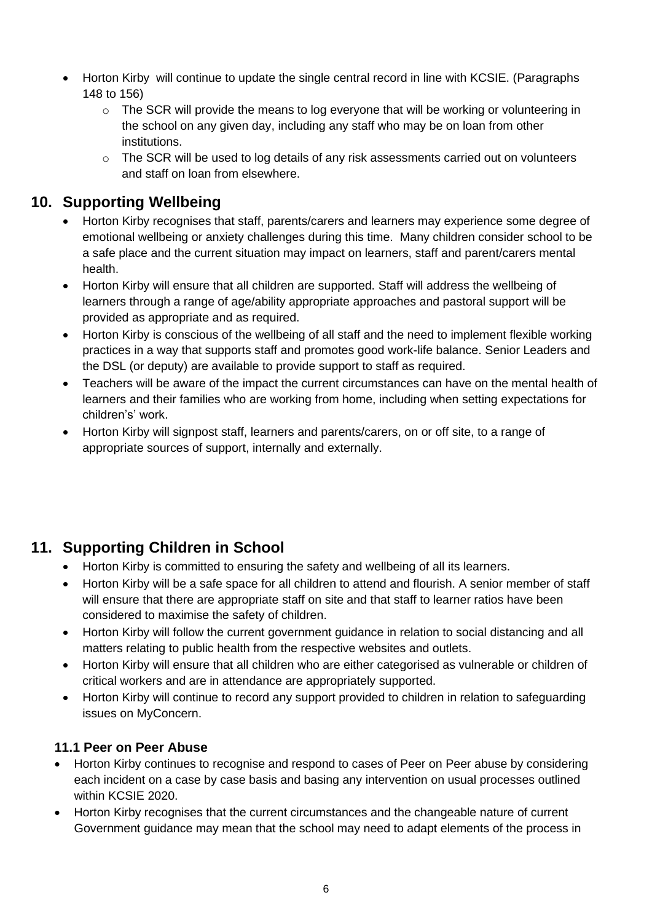- Horton Kirby  will continue to update the single central record in line with KCSIE. (Paragraphs 148 to 156)
    - The SCR will provide the means to log everyone that will be working or volunteering in the school on any given day, including any staff who may be on loan from other institutions.
    - The SCR will be used to log details of any risk assessments carried out on volunteers and staff on loan from elsewhere.

## 10. Supporting Wellbeing

- Horton Kirby recognises that staff, parents/carers and learners may experience some degree of emotional wellbeing or anxiety challenges during this time.  Many children consider school to be a safe place and the current situation may impact on learners, staff and parent/carers mental health.
- Horton Kirby will ensure that all children are supported. Staff will address the wellbeing of learners through a range of age/ability appropriate approaches and pastoral support will be provided as appropriate and as required.
- Horton Kirby is conscious of the wellbeing of all staff and the need to implement flexible working practices in a way that supports staff and promotes good work-life balance. Senior Leaders and the DSL (or deputy) are available to provide support to staff as required.
- Teachers will be aware of the impact the current circumstances can have on the mental health of learners and their families who are working from home, including when setting expectations for children's' work.
- Horton Kirby will signpost staff, learners and parents/carers, on or off site, to a range of appropriate sources of support, internally and externally.

## 11. Supporting Children in School

- Horton Kirby is committed to ensuring the safety and wellbeing of all its learners.
- Horton Kirby will be a safe space for all children to attend and flourish. A senior member of staff will ensure that there are appropriate staff on site and that staff to learner ratios have been considered to maximise the safety of children.
- Horton Kirby will follow the current government guidance in relation to social distancing and all matters relating to public health from the respective websites and outlets.
- Horton Kirby will ensure that all children who are either categorised as vulnerable or children of critical workers and are in attendance are appropriately supported.
- Horton Kirby will continue to record any support provided to children in relation to safeguarding issues on MyConcern.

### 11.1 Peer on Peer Abuse

- Horton Kirby continues to recognise and respond to cases of Peer on Peer abuse by considering each incident on a case by case basis and basing any intervention on usual processes outlined within KCSIE 2020.
- Horton Kirby recognises that the current circumstances and the changeable nature of current Government guidance may mean that the school may need to adapt elements of the process in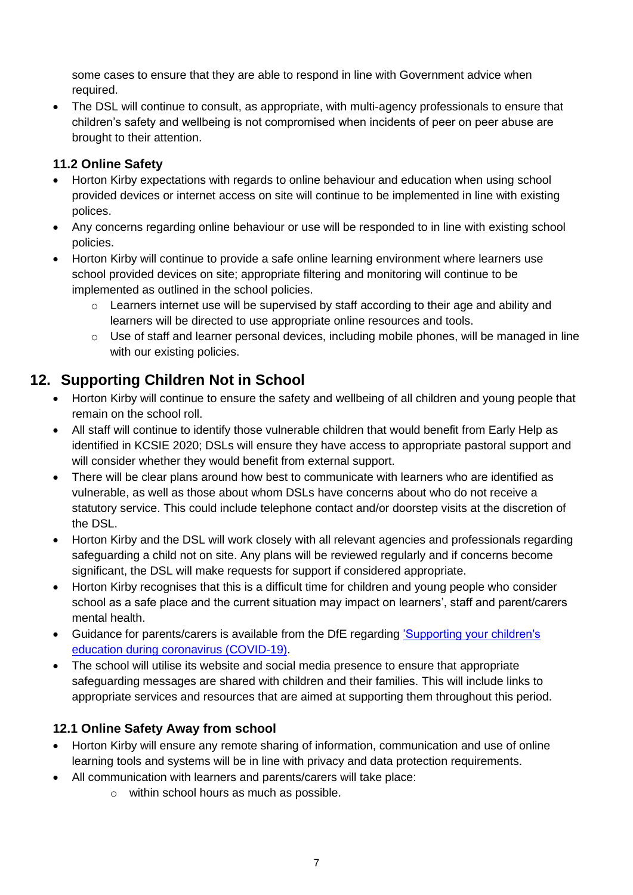some cases to ensure that they are able to respond in line with Government advice when required.

- The DSL will continue to consult, as appropriate, with multi-agency professionals to ensure that children's safety and wellbeing is not compromised when incidents of peer on peer abuse are brought to their attention.

### 11.2 Online Safety

- Horton Kirby expectations with regards to online behaviour and education when using school provided devices or internet access on site will continue to be implemented in line with existing polices.
- Any concerns regarding online behaviour or use will be responded to in line with existing school policies.
- Horton Kirby will continue to provide a safe online learning environment where learners use school provided devices on site; appropriate filtering and monitoring will continue to be implemented as outlined in the school policies.
  - Learners internet use will be supervised by staff according to their age and ability and learners will be directed to use appropriate online resources and tools.
  - Use of staff and learner personal devices, including mobile phones, will be managed in line with our existing policies.

## 12. Supporting Children Not in School

- Horton Kirby will continue to ensure the safety and wellbeing of all children and young people that remain on the school roll.
- All staff will continue to identify those vulnerable children that would benefit from Early Help as identified in KCSIE 2020; DSLs will ensure they have access to appropriate pastoral support and will consider whether they would benefit from external support.
- There will be clear plans around how best to communicate with learners who are identified as vulnerable, as well as those about whom DSLs have concerns about who do not receive a statutory service. This could include telephone contact and/or doorstep visits at the discretion of the DSL.
- Horton Kirby and the DSL will work closely with all relevant agencies and professionals regarding safeguarding a child not on site. Any plans will be reviewed regularly and if concerns become significant, the DSL will make requests for support if considered appropriate.
- Horton Kirby recognises that this is a difficult time for children and young people who consider school as a safe place and the current situation may impact on learners', staff and parent/carers mental health.
- Guidance for parents/carers is available from the DfE regarding 'Supporting your children's education during coronavirus (COVID-19).
- The school will utilise its website and social media presence to ensure that appropriate safeguarding messages are shared with children and their families. This will include links to appropriate services and resources that are aimed at supporting them throughout this period.

### 12.1 Online Safety Away from school

- Horton Kirby will ensure any remote sharing of information, communication and use of online learning tools and systems will be in line with privacy and data protection requirements.
- All communication with learners and parents/carers will take place:
  - within school hours as much as possible.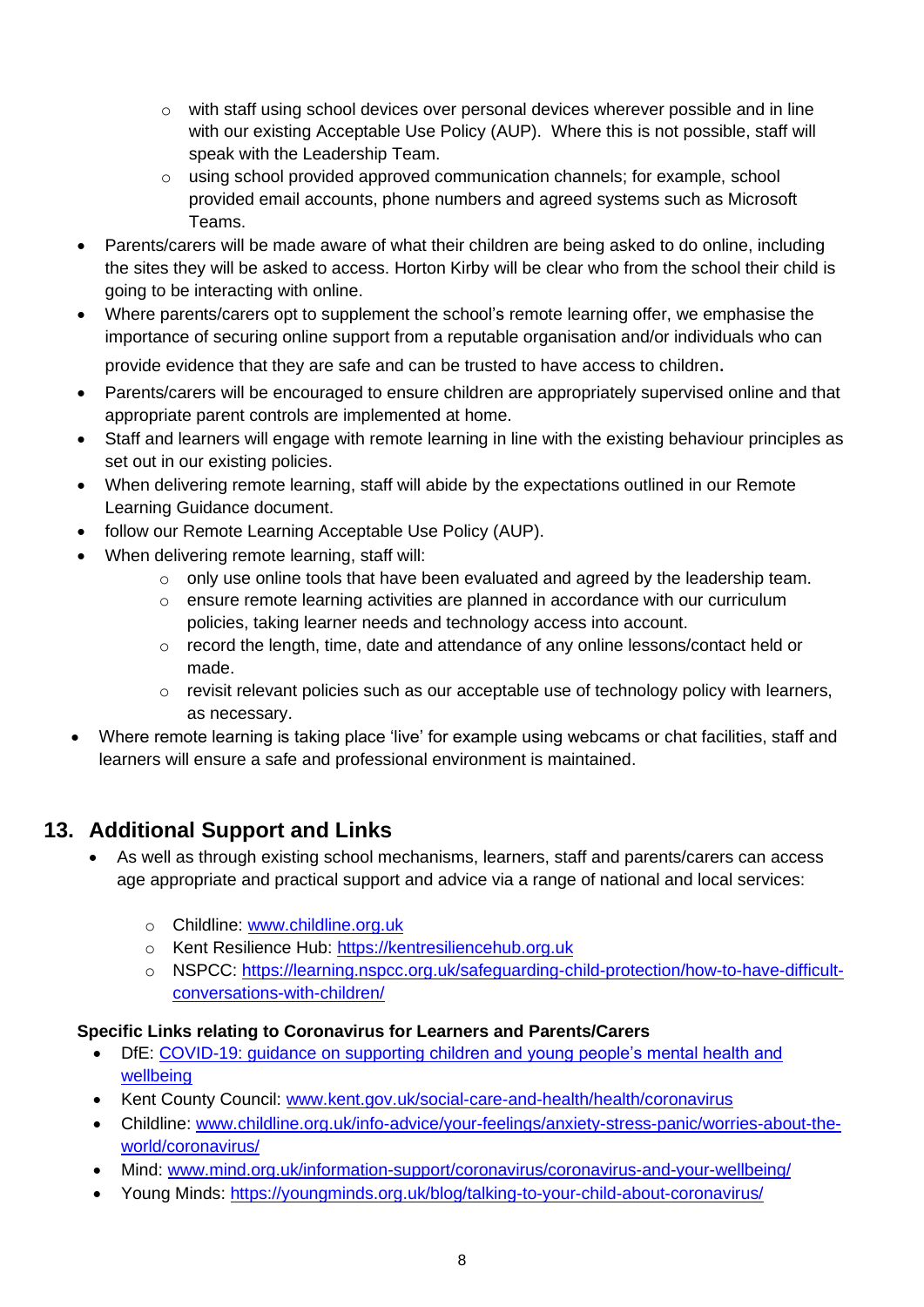- with staff using school devices over personal devices wherever possible and in line with our existing Acceptable Use Policy (AUP). Where this is not possible, staff will speak with the Leadership Team.
  - using school provided approved communication channels; for example, school provided email accounts, phone numbers and agreed systems such as Microsoft Teams.
- Parents/carers will be made aware of what their children are being asked to do online, including the sites they will be asked to access. Horton Kirby will be clear who from the school their child is going to be interacting with online.
- Where parents/carers opt to supplement the school's remote learning offer, we emphasise the importance of securing online support from a reputable organisation and/or individuals who can provide evidence that they are safe and can be trusted to have access to children.
- Parents/carers will be encouraged to ensure children are appropriately supervised online and that appropriate parent controls are implemented at home.
- Staff and learners will engage with remote learning in line with the existing behaviour principles as set out in our existing policies.
- When delivering remote learning, staff will abide by the expectations outlined in our Remote Learning Guidance document.
- follow our Remote Learning Acceptable Use Policy (AUP).
- When delivering remote learning, staff will:
  - only use online tools that have been evaluated and agreed by the leadership team.
  - ensure remote learning activities are planned in accordance with our curriculum policies, taking learner needs and technology access into account.
  - record the length, time, date and attendance of any online lessons/contact held or made.
  - revisit relevant policies such as our acceptable use of technology policy with learners, as necessary.
- Where remote learning is taking place 'live' for example using webcams or chat facilities, staff and learners will ensure a safe and professional environment is maintained.

## 13. Additional Support and Links

- As well as through existing school mechanisms, learners, staff and parents/carers can access age appropriate and practical support and advice via a range of national and local services:
  - Childline: www.childline.org.uk
  - Kent Resilience Hub: https://kentresiliencehub.org.uk
  - NSPCC: https://learning.nspcc.org.uk/safeguarding-child-protection/how-to-have-difficult-conversations-with-children/

**Specific Links relating to Coronavirus for Learners and Parents/Carers**

- DfE: COVID-19: guidance on supporting children and young people's mental health and wellbeing
- Kent County Council: www.kent.gov.uk/social-care-and-health/health/coronavirus
- Childline: www.childline.org.uk/info-advice/your-feelings/anxiety-stress-panic/worries-about-the-world/coronavirus/
- Mind: www.mind.org.uk/information-support/coronavirus/coronavirus-and-your-wellbeing/
- Young Minds: https://youngminds.org.uk/blog/talking-to-your-child-about-coronavirus/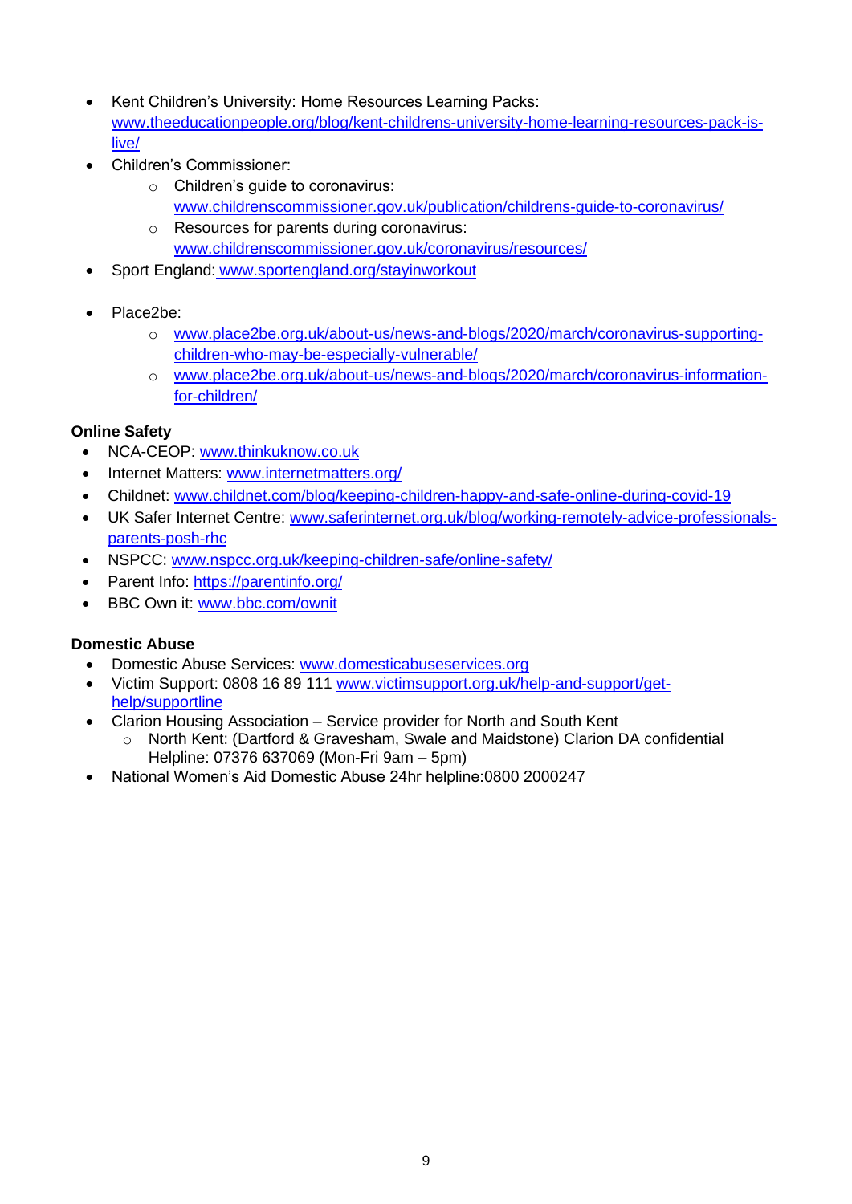- Kent Children's University: Home Resources Learning Packs: www.theeducationpeople.org/blog/kent-childrens-university-home-learning-resources-pack-is-live/
- Children's Commissioner:
  - Children's guide to coronavirus: www.childrenscommissioner.gov.uk/publication/childrens-guide-to-coronavirus/
  - Resources for parents during coronavirus: www.childrenscommissioner.gov.uk/coronavirus/resources/
- Sport England: www.sportengland.org/stayinworkout
- Place2be:
  - www.place2be.org.uk/about-us/news-and-blogs/2020/march/coronavirus-supporting-children-who-may-be-especially-vulnerable/
  - www.place2be.org.uk/about-us/news-and-blogs/2020/march/coronavirus-information-for-children/

**Online Safety**

- NCA-CEOP: www.thinkuknow.co.uk
- Internet Matters: www.internetmatters.org/
- Childnet: www.childnet.com/blog/keeping-children-happy-and-safe-online-during-covid-19
- UK Safer Internet Centre: www.saferinternet.org.uk/blog/working-remotely-advice-professionals-parents-posh-rhc
- NSPCC: www.nspcc.org.uk/keeping-children-safe/online-safety/
- Parent Info: https://parentinfo.org/
- BBC Own it: www.bbc.com/ownit

**Domestic Abuse**

- Domestic Abuse Services: www.domesticabuseservices.org
- Victim Support: 0808 16 89 111 www.victimsupport.org.uk/help-and-support/get-help/supportline
- Clarion Housing Association – Service provider for North and South Kent
  - North Kent: (Dartford & Gravesham, Swale and Maidstone) Clarion DA confidential Helpline: 07376 637069 (Mon-Fri 9am – 5pm)
- National Women's Aid Domestic Abuse 24hr helpline:0800 2000247